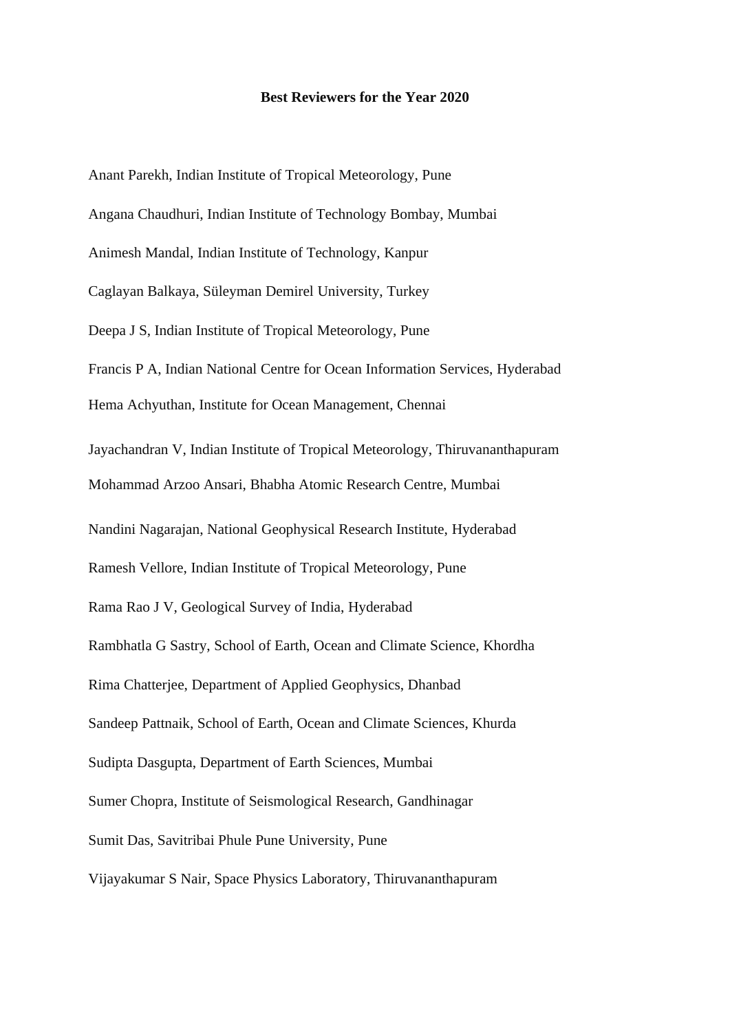**Best Reviewers for the Year 2020**

Anant Parekh, Indian Institute of Tropical Meteorology, Pune

Angana Chaudhuri, Indian Institute of Technology Bombay, Mumbai

Animesh Mandal, Indian Institute of Technology, Kanpur

Caglayan Balkaya, Süleyman Demirel University, Turkey

Deepa J S, Indian Institute of Tropical Meteorology, Pune

Francis P A, Indian National Centre for Ocean Information Services, Hyderabad

Hema Achyuthan, Institute for Ocean Management, Chennai

Jayachandran V, Indian Institute of Tropical Meteorology, Thiruvananthapuram

Mohammad Arzoo Ansari, Bhabha Atomic Research Centre, Mumbai

Nandini Nagarajan, National Geophysical Research Institute, Hyderabad

Ramesh Vellore, Indian Institute of Tropical Meteorology, Pune

Rama Rao J V, Geological Survey of India, Hyderabad

Rambhatla G Sastry, School of Earth, Ocean and Climate Science, Khordha

Rima Chatterjee, Department of Applied Geophysics, Dhanbad

Sandeep Pattnaik, School of Earth, Ocean and Climate Sciences, Khurda

Sudipta Dasgupta, Department of Earth Sciences, Mumbai

Sumer Chopra, Institute of Seismological Research, Gandhinagar

Sumit Das, Savitribai Phule Pune University, Pune

Vijayakumar S Nair, Space Physics Laboratory, Thiruvananthapuram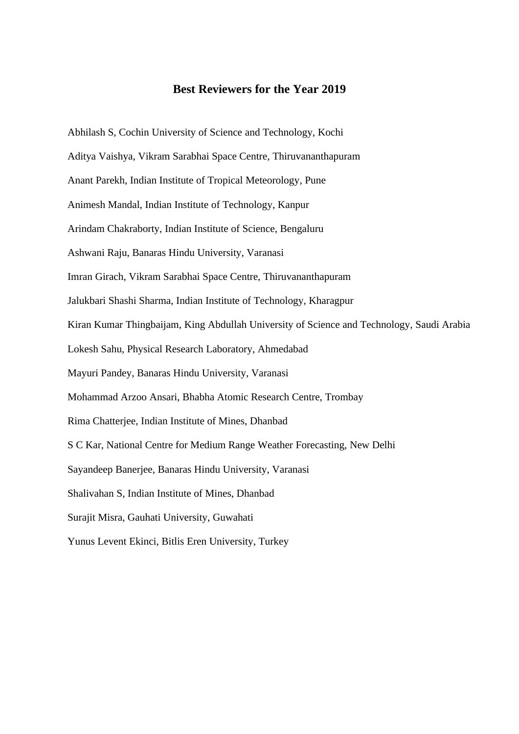# Best Reviewers for the Year 2019

Abhilash S, Cochin University of Science and Technology, Kochi

Aditya Vaishya, Vikram Sarabhai Space Centre, Thiruvananthapuram

Anant Parekh, Indian Institute of Tropical Meteorology, Pune

Animesh Mandal, Indian Institute of Technology, Kanpur

Arindam Chakraborty, Indian Institute of Science, Bengaluru

Ashwani Raju, Banaras Hindu University, Varanasi

Imran Girach, Vikram Sarabhai Space Centre, Thiruvananthapuram

Jalukbari Shashi Sharma, Indian Institute of Technology, Kharagpur

Kiran Kumar Thingbaijam, King Abdullah University of Science and Technology, Saudi Arabia

Lokesh Sahu, Physical Research Laboratory, Ahmedabad

Mayuri Pandey, Banaras Hindu University, Varanasi

Mohammad Arzoo Ansari, Bhabha Atomic Research Centre, Trombay

Rima Chatterjee, Indian Institute of Mines, Dhanbad

S C Kar, National Centre for Medium Range Weather Forecasting, New Delhi

Sayandeep Banerjee, Banaras Hindu University, Varanasi

Shalivahan S, Indian Institute of Mines, Dhanbad

Surajit Misra, Gauhati University, Guwahati

Yunus Levent Ekinci, Bitlis Eren University, Turkey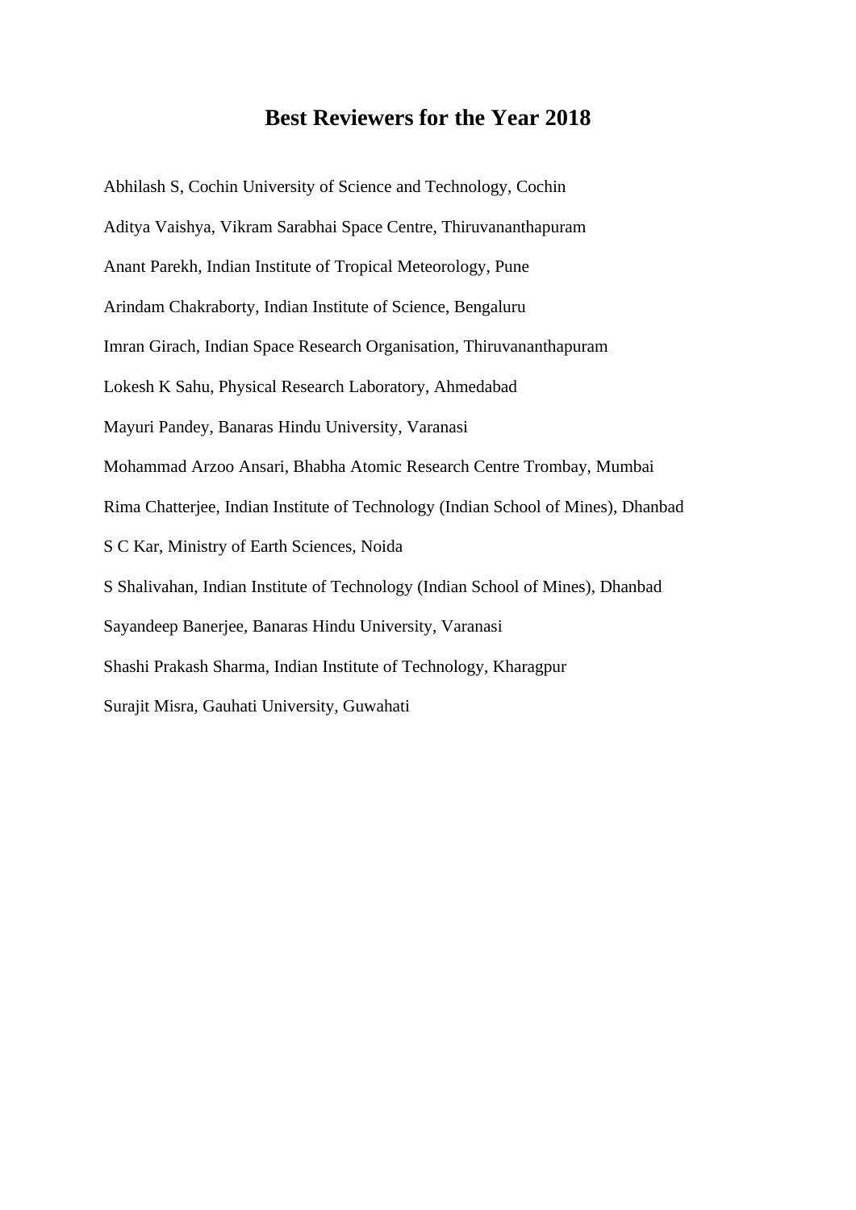# Best Reviewers for the Year 2018

Abhilash S, Cochin University of Science and Technology, Cochin

Aditya Vaishya, Vikram Sarabhai Space Centre, Thiruvananthapuram

Anant Parekh, Indian Institute of Tropical Meteorology, Pune

Arindam Chakraborty, Indian Institute of Science, Bengaluru

Imran Girach, Indian Space Research Organisation, Thiruvananthapuram

Lokesh K Sahu, Physical Research Laboratory, Ahmedabad

Mayuri Pandey, Banaras Hindu University, Varanasi

Mohammad Arzoo Ansari, Bhabha Atomic Research Centre Trombay, Mumbai

Rima Chatterjee, Indian Institute of Technology (Indian School of Mines), Dhanbad

S C Kar, Ministry of Earth Sciences, Noida

S Shalivahan, Indian Institute of Technology (Indian School of Mines), Dhanbad

Sayandeep Banerjee, Banaras Hindu University, Varanasi

Shashi Prakash Sharma, Indian Institute of Technology, Kharagpur

Surajit Misra, Gauhati University, Guwahati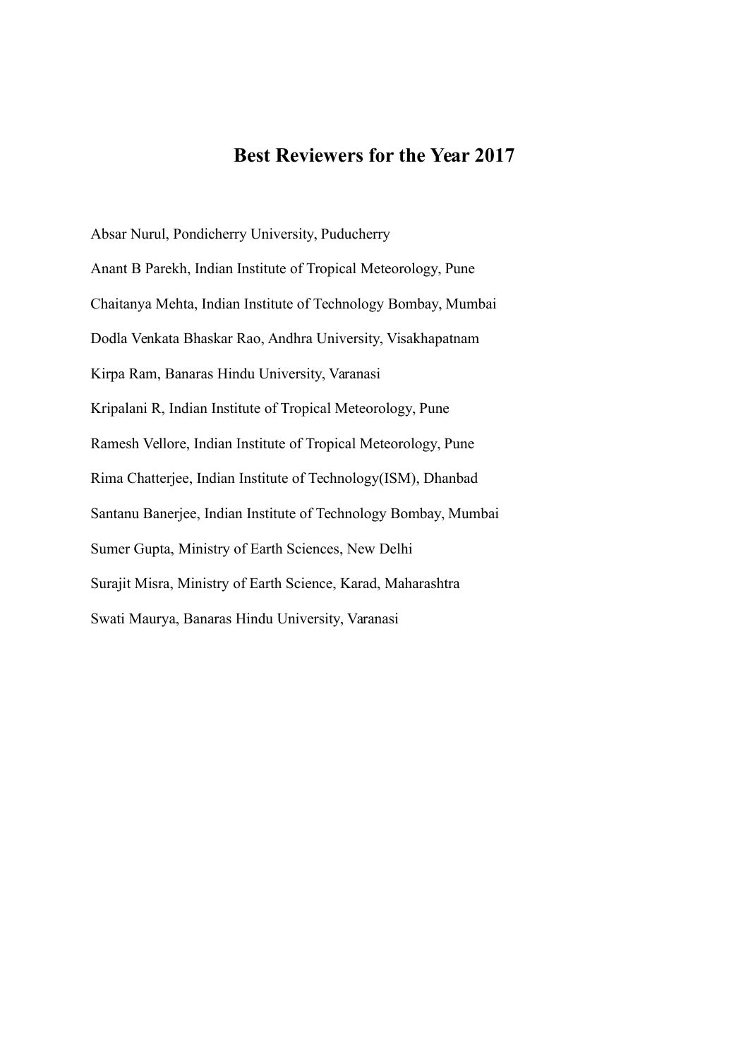## Best Reviewers for the Year 2017

Absar Nurul, Pondicherry University, Puducherry

Anant B Parekh, Indian Institute of Tropical Meteorology, Pune

Chaitanya Mehta, Indian Institute of Technology Bombay, Mumbai

Dodla Venkata Bhaskar Rao, Andhra University, Visakhapatnam

Kirpa Ram, Banaras Hindu University, Varanasi

Kripalani R, Indian Institute of Tropical Meteorology, Pune

Ramesh Vellore, Indian Institute of Tropical Meteorology, Pune

Rima Chatterjee, Indian Institute of Technology(ISM), Dhanbad

Santanu Banerjee, Indian Institute of Technology Bombay, Mumbai

Sumer Gupta, Ministry of Earth Sciences, New Delhi

Surajit Misra, Ministry of Earth Science, Karad, Maharashtra

Swati Maurya, Banaras Hindu University, Varanasi